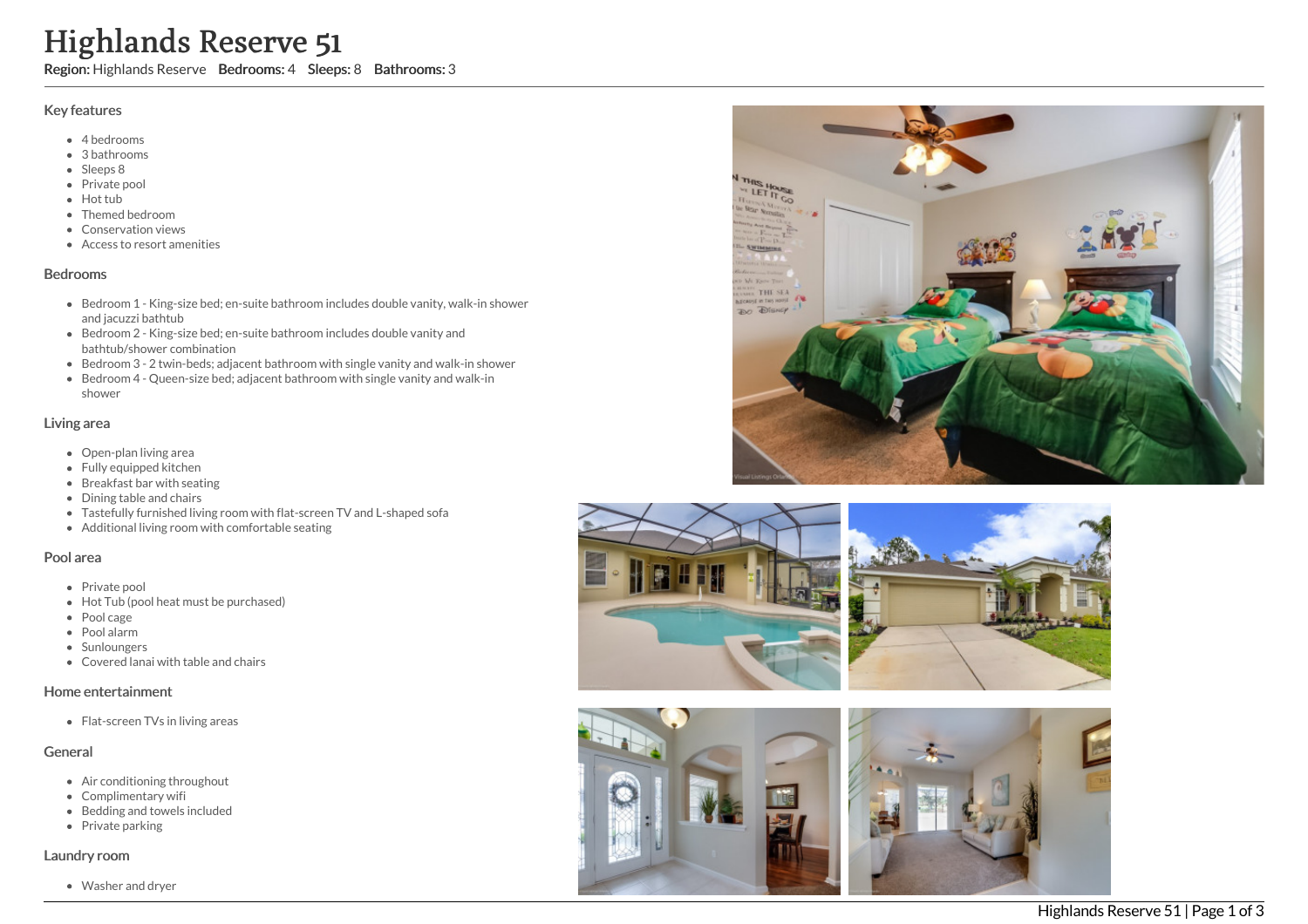# Highlands Reserve 51

**Region:** Highlands Reserve **Bedrooms:** 4 **Sleeps:** 8 **Bathrooms:** 3

## Key features

- 4 bedrooms
- 3 bathrooms
- Sleeps 8
- Private pool
- Hot tub
- Themed bedroom
- Conservation views
- Access to resort amenities

## Bedrooms

- Bedroom 1 - King-size bed; en-suite bathroom includes double vanity, walk-in shower and jacuzzi bathtub
- Bedroom 2 - King-size bed; en-suite bathroom includes double vanity and bathtub/shower combination
- Bedroom 3 - 2 twin-beds; adjacent bathroom with single vanity and walk-in shower
- Bedroom 4 - Queen-size bed; adjacent bathroom with single vanity and walk-in shower

## Living area

- Open-plan living area
- Fully equipped kitchen
- Breakfast bar with seating
- Dining table and chairs
- Tastefully furnished living room with flat-screen TV and L-shaped sofa
- Additional living room with comfortable seating

## Pool area

- Private pool
- Hot Tub (pool heat must be purchased)
- Pool cage
- Pool alarm
- Sunloungers
- Covered lanai with table and chairs

## Home entertainment

- Flat-screen TVs in living areas

## General

- Air conditioning throughout
- Complimentary wifi
- Bedding and towels included
- Private parking

## Laundry room

- Washer and dryer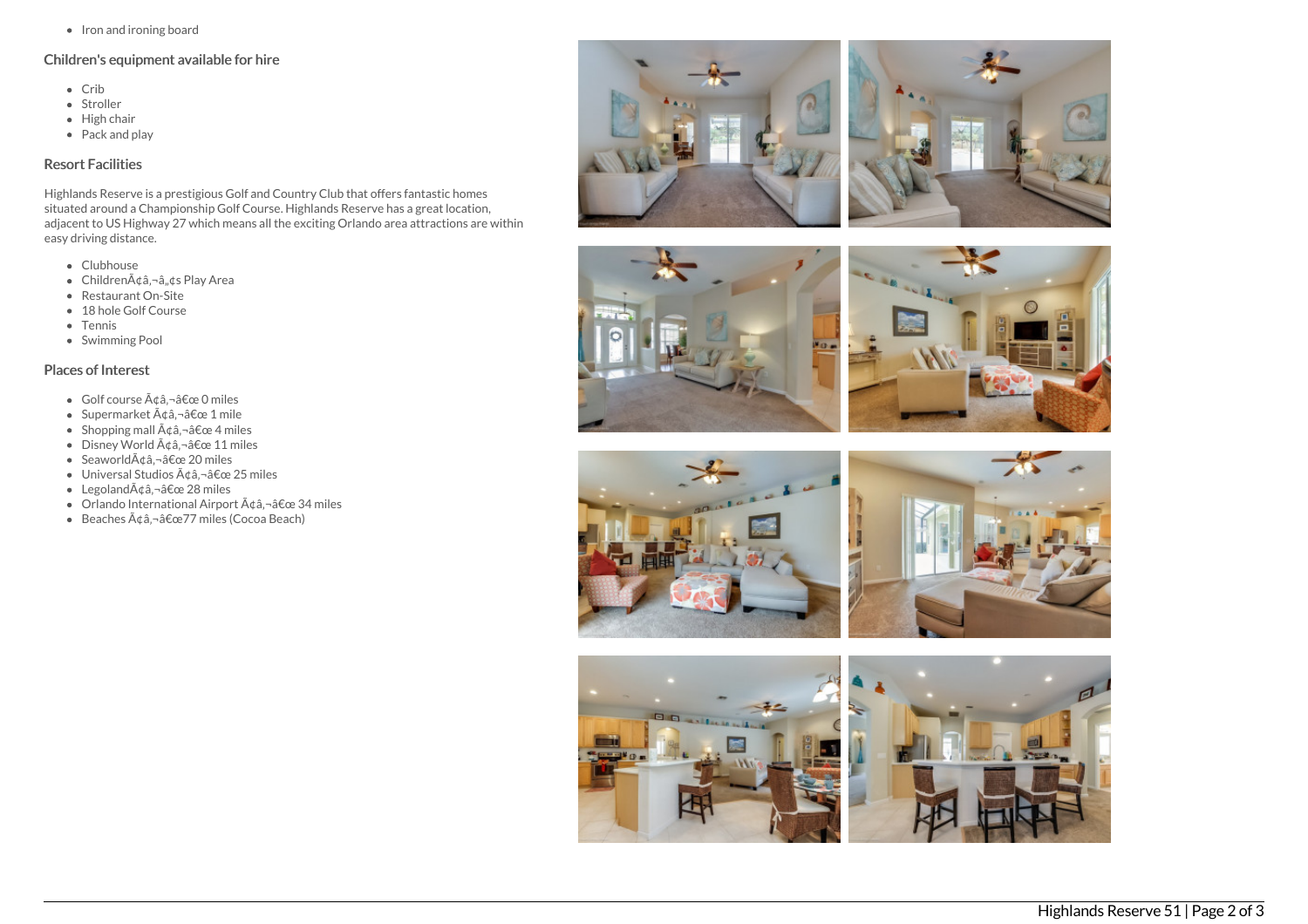- Iron and ironing board

## Children's equipment available for hire

- Crib
- Stroller
- High chair
- Pack and play

## Resort Facilities

Highlands Reserve is a prestigious Golf and Country Club that offers fantastic homes situated around a Championship Golf Course. Highlands Reserve has a great location, adjacent to US Highway 27 which means all the exciting Orlando area attractions are within easy driving distance.

- Clubhouse
- ChildrenÃ¢â‚¬â„¢s Play Area
- Restaurant On-Site
- 18 hole Golf Course
- Tennis
- Swimming Pool

## Places of Interest

- Golf course Ã¢â‚¬â€œ 0 miles
- Supermarket Ã¢â‚¬â€œ 1 mile
- Shopping mall Ã¢â‚¬â€œ 4 miles
- Disney World Ã¢â‚¬â€œ 11 miles
- SeaworldÃ¢â‚¬â€œ 20 miles
- Universal Studios Ã¢â‚¬â€œ 25 miles
- LegolandÃ¢â‚¬â€œ 28 miles
- Orlando International Airport Ã¢â‚¬â€œ 34 miles
- Beaches Ã¢â‚¬â€œ77 miles (Cocoa Beach)